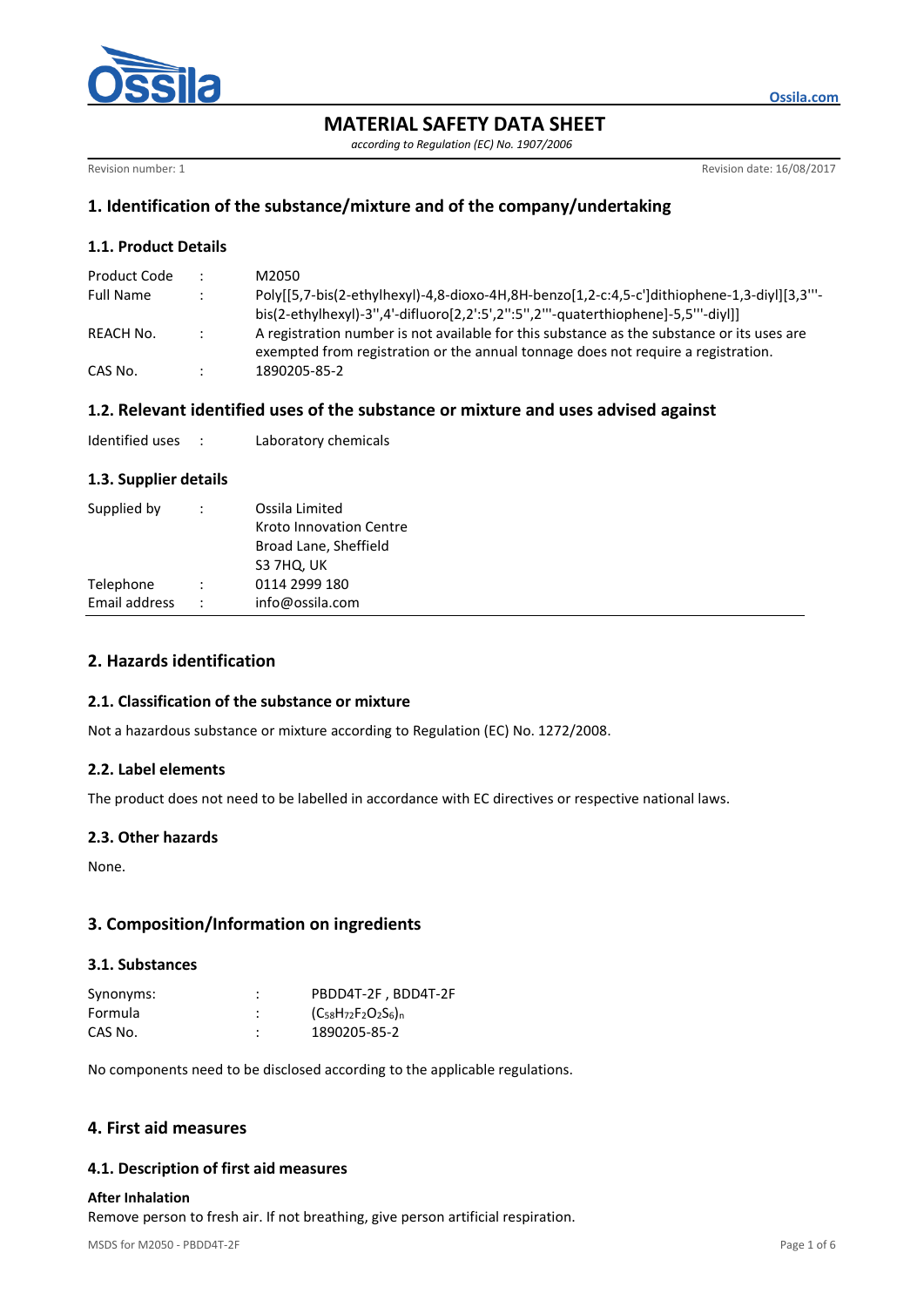# MATERIAL SAFETY DATA SHEET

*according to Regulation (EC) No. 1907/2006*

Revision number: 1

Revision date: 16/08/2017

## 1. Identification of the substance/mixture and of the company/undertaking

### 1.1. Product Details

| | | |
|---|---|---|
| Product Code | : | M2050 |
| Full Name | : | Poly[[5,7-bis(2-ethylhexyl)-4,8-dioxo-4H,8H-benzo[1,2-c:4,5-c']dithiophene-1,3-diyl][3,3'''-bis(2-ethylhexyl)-3'',4'-difluoro[2,2':5',2'':5'',2'''-quaterthiophene]-5,5'''-diyl]] |
| REACH No. | : | A registration number is not available for this substance as the substance or its uses are exempted from registration or the annual tonnage does not require a registration. |
| CAS No. | : | 1890205-85-2 |

### 1.2. Relevant identified uses of the substance or mixture and uses advised against

| | | |
|---|---|---|
| Identified uses | : | Laboratory chemicals |

### 1.3. Supplier details

| | | |
|---|---|---|
| Supplied by | : | Ossila Limited<br>Kroto Innovation Centre<br>Broad Lane, Sheffield<br>S3 7HQ, UK |
| Telephone | : | 0114 2999 180 |
| Email address | : | info@ossila.com |

## 2. Hazards identification

### 2.1. Classification of the substance or mixture

Not a hazardous substance or mixture according to Regulation (EC) No. 1272/2008.

### 2.2. Label elements

The product does not need to be labelled in accordance with EC directives or respective national laws.

### 2.3. Other hazards

None.

## 3. Composition/Information on ingredients

### 3.1. Substances

| | | |
|---|---|---|
| Synonyms: | : | PBDD4T-2F , BDD4T-2F |
| Formula | : | $(C_{58}H_{72}F_2O_2S_6)_n$ |
| CAS No. | : | 1890205-85-2 |

No components need to be disclosed according to the applicable regulations.

## 4. First aid measures

### 4.1. Description of first aid measures

**After Inhalation**

Remove person to fresh air. If not breathing, give person artificial respiration.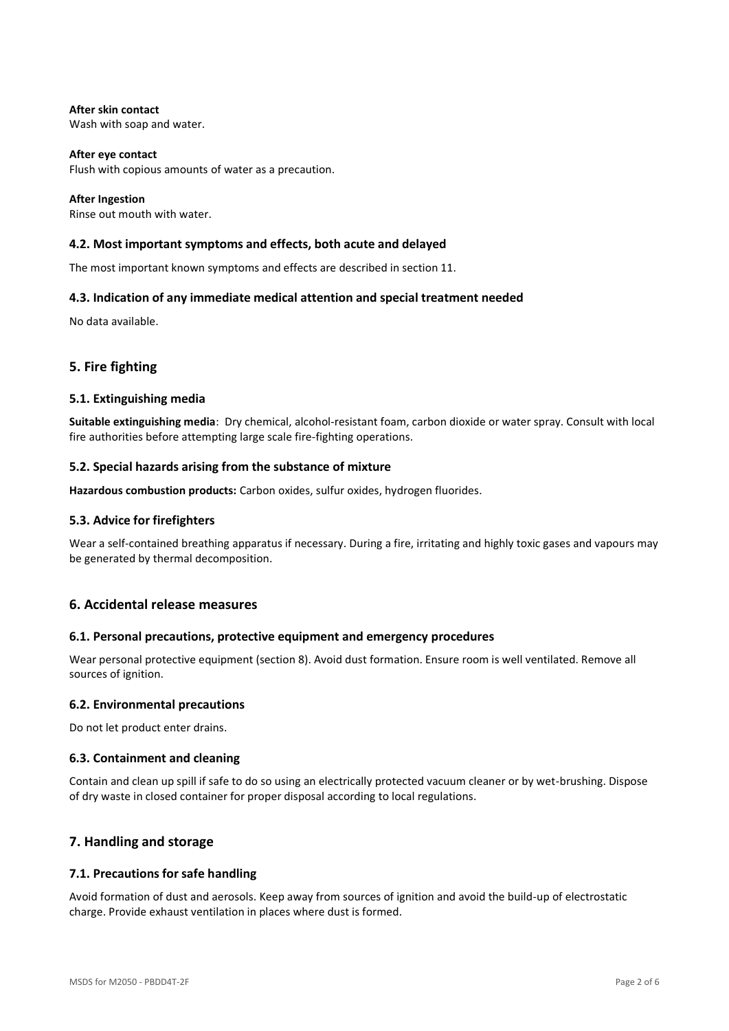**After skin contact**
Wash with soap and water.

**After eye contact**
Flush with copious amounts of water as a precaution.

**After Ingestion**
Rinse out mouth with water.

### 4.2. Most important symptoms and effects, both acute and delayed

The most important known symptoms and effects are described in section 11.

### 4.3. Indication of any immediate medical attention and special treatment needed

No data available.

## 5. Fire fighting

### 5.1. Extinguishing media

**Suitable extinguishing media**: Dry chemical, alcohol-resistant foam, carbon dioxide or water spray. Consult with local fire authorities before attempting large scale fire-fighting operations.

### 5.2. Special hazards arising from the substance of mixture

**Hazardous combustion products:** Carbon oxides, sulfur oxides, hydrogen fluorides.

### 5.3. Advice for firefighters

Wear a self-contained breathing apparatus if necessary. During a fire, irritating and highly toxic gases and vapours may be generated by thermal decomposition.

## 6. Accidental release measures

### 6.1. Personal precautions, protective equipment and emergency procedures

Wear personal protective equipment (section 8). Avoid dust formation. Ensure room is well ventilated. Remove all sources of ignition.

### 6.2. Environmental precautions

Do not let product enter drains.

### 6.3. Containment and cleaning

Contain and clean up spill if safe to do so using an electrically protected vacuum cleaner or by wet-brushing. Dispose of dry waste in closed container for proper disposal according to local regulations.

## 7. Handling and storage

### 7.1. Precautions for safe handling

Avoid formation of dust and aerosols. Keep away from sources of ignition and avoid the build-up of electrostatic charge. Provide exhaust ventilation in places where dust is formed.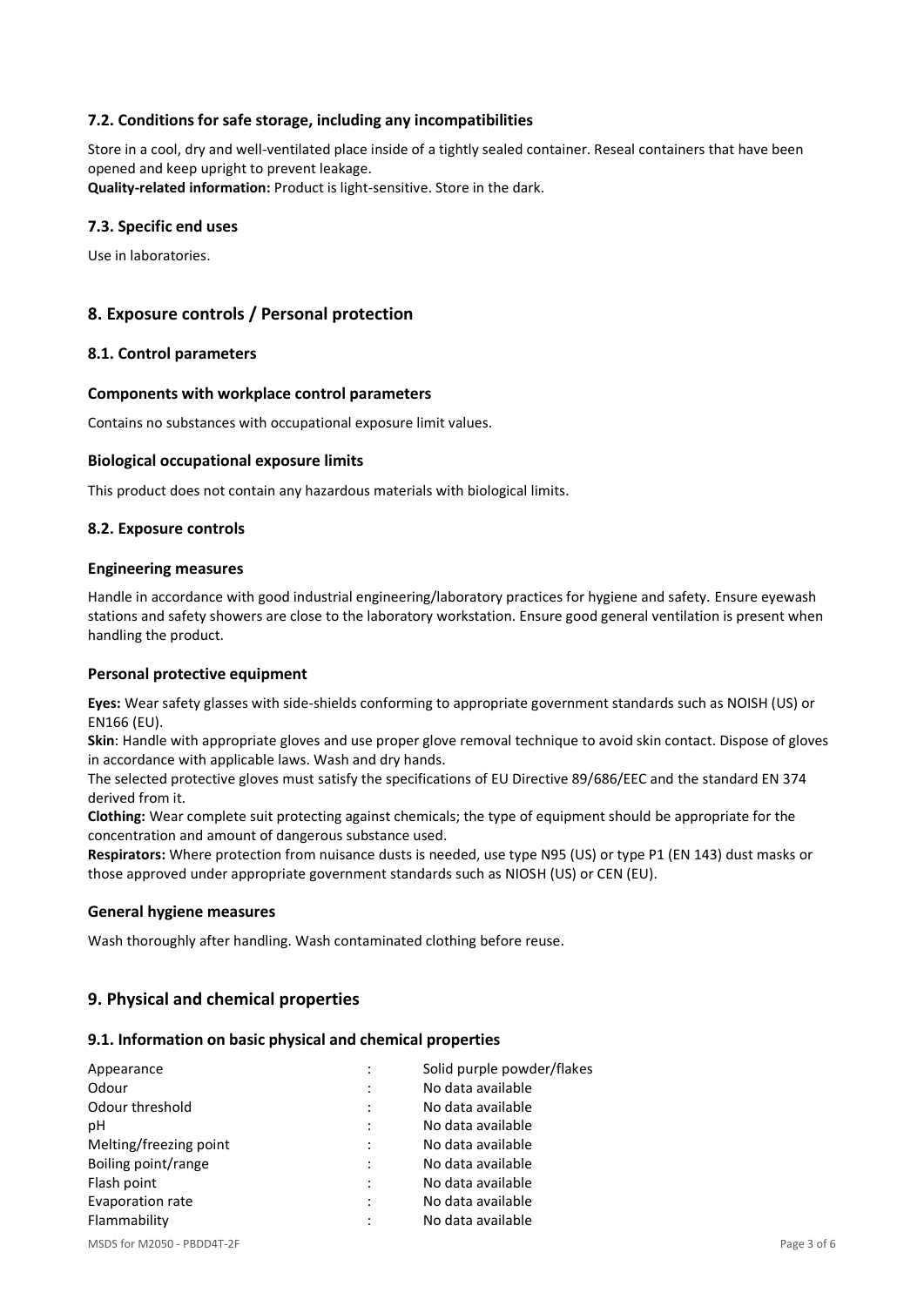### 7.2. Conditions for safe storage, including any incompatibilities

Store in a cool, dry and well-ventilated place inside of a tightly sealed container. Reseal containers that have been opened and keep upright to prevent leakage.
**Quality-related information:** Product is light-sensitive. Store in the dark.

### 7.3. Specific end uses

Use in laboratories.

## 8. Exposure controls / Personal protection

### 8.1. Control parameters

#### Components with workplace control parameters

Contains no substances with occupational exposure limit values.

#### Biological occupational exposure limits

This product does not contain any hazardous materials with biological limits.

### 8.2. Exposure controls

#### Engineering measures

Handle in accordance with good industrial engineering/laboratory practices for hygiene and safety. Ensure eyewash stations and safety showers are close to the laboratory workstation. Ensure good general ventilation is present when handling the product.

#### Personal protective equipment

**Eyes:** Wear safety glasses with side-shields conforming to appropriate government standards such as NOISH (US) or EN166 (EU).
**Skin**: Handle with appropriate gloves and use proper glove removal technique to avoid skin contact. Dispose of gloves in accordance with applicable laws. Wash and dry hands.
The selected protective gloves must satisfy the specifications of EU Directive 89/686/EEC and the standard EN 374 derived from it.
**Clothing:** Wear complete suit protecting against chemicals; the type of equipment should be appropriate for the concentration and amount of dangerous substance used.
**Respirators:** Where protection from nuisance dusts is needed, use type N95 (US) or type P1 (EN 143) dust masks or those approved under appropriate government standards such as NIOSH (US) or CEN (EU).

#### General hygiene measures

Wash thoroughly after handling. Wash contaminated clothing before reuse.

## 9. Physical and chemical properties

### 9.1. Information on basic physical and chemical properties

| | | |
|---|---|---|
| Appearance | : | Solid purple powder/flakes |
| Odour | : | No data available |
| Odour threshold | : | No data available |
| pH | : | No data available |
| Melting/freezing point | : | No data available |
| Boiling point/range | : | No data available |
| Flash point | : | No data available |
| Evaporation rate | : | No data available |
| Flammability | : | No data available |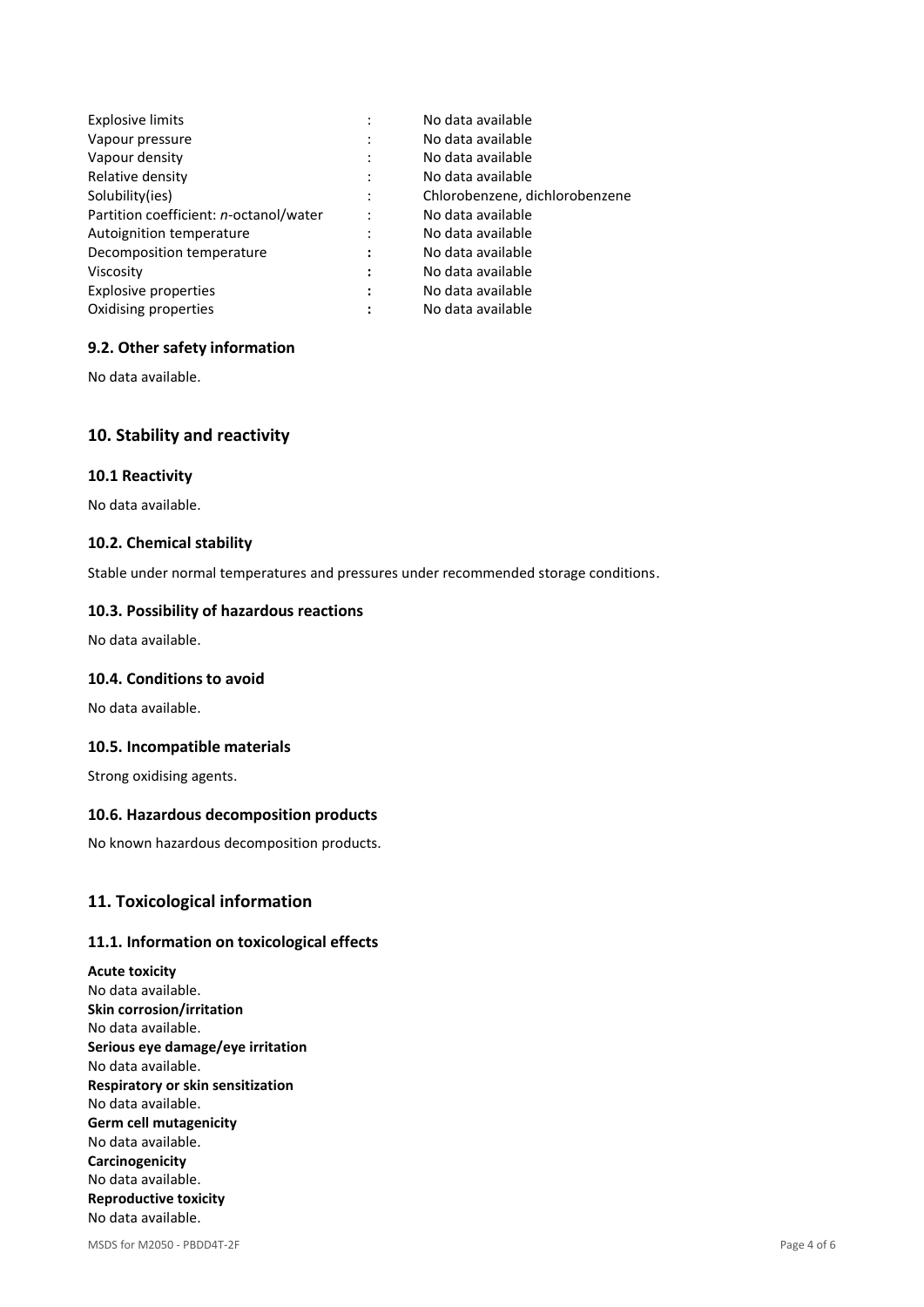| | | |
|---|---|---|
| Explosive limits | : | No data available |
| Vapour pressure | : | No data available |
| Vapour density | : | No data available |
| Relative density | : | No data available |
| Solubility(ies) | : | Chlorobenzene, dichlorobenzene |
| Partition coefficient: *n*-octanol/water | : | No data available |
| Autoignition temperature | : | No data available |
| Decomposition temperature | : | No data available |
| Viscosity | : | No data available |
| Explosive properties | : | No data available |
| Oxidising properties | : | No data available |

### 9.2. Other safety information

No data available.

## 10. Stability and reactivity

### 10.1 Reactivity

No data available.

### 10.2. Chemical stability

Stable under normal temperatures and pressures under recommended storage conditions.

### 10.3. Possibility of hazardous reactions

No data available.

### 10.4. Conditions to avoid

No data available.

### 10.5. Incompatible materials

Strong oxidising agents.

### 10.6. Hazardous decomposition products

No known hazardous decomposition products.

## 11. Toxicological information

### 11.1. Information on toxicological effects

**Acute toxicity**
No data available.
**Skin corrosion/irritation**
No data available.
**Serious eye damage/eye irritation**
No data available.
**Respiratory or skin sensitization**
No data available.
**Germ cell mutagenicity**
No data available.
**Carcinogenicity**
No data available.
**Reproductive toxicity**
No data available.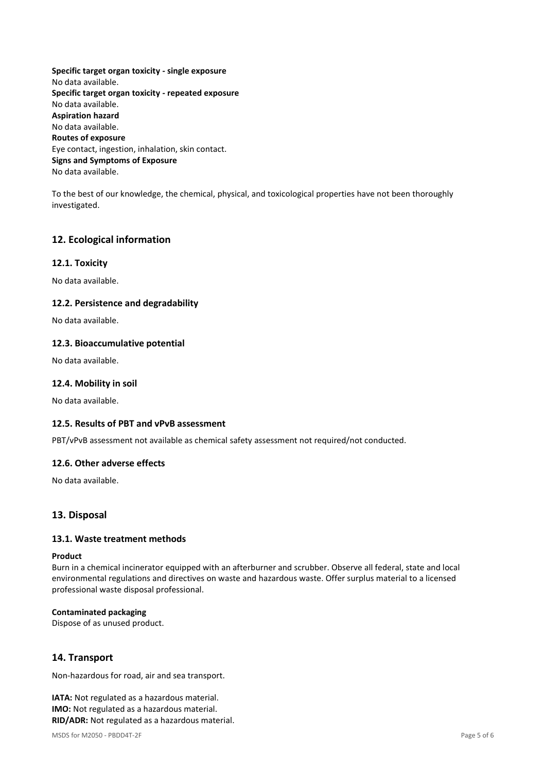**Specific target organ toxicity - single exposure**
No data available.
**Specific target organ toxicity - repeated exposure**
No data available.
**Aspiration hazard**
No data available.
**Routes of exposure**
Eye contact, ingestion, inhalation, skin contact.
**Signs and Symptoms of Exposure**
No data available.

To the best of our knowledge, the chemical, physical, and toxicological properties have not been thoroughly investigated.

## 12. Ecological information

### 12.1. Toxicity

No data available.

### 12.2. Persistence and degradability

No data available.

### 12.3. Bioaccumulative potential

No data available.

### 12.4. Mobility in soil

No data available.

### 12.5. Results of PBT and vPvB assessment

PBT/vPvB assessment not available as chemical safety assessment not required/not conducted.

### 12.6. Other adverse effects

No data available.

## 13. Disposal

### 13.1. Waste treatment methods

**Product**
Burn in a chemical incinerator equipped with an afterburner and scrubber. Observe all federal, state and local environmental regulations and directives on waste and hazardous waste. Offer surplus material to a licensed professional waste disposal professional.

**Contaminated packaging**
Dispose of as unused product.

## 14. Transport

Non-hazardous for road, air and sea transport.

**IATA:** Not regulated as a hazardous material.
**IMO:** Not regulated as a hazardous material.
**RID/ADR:** Not regulated as a hazardous material.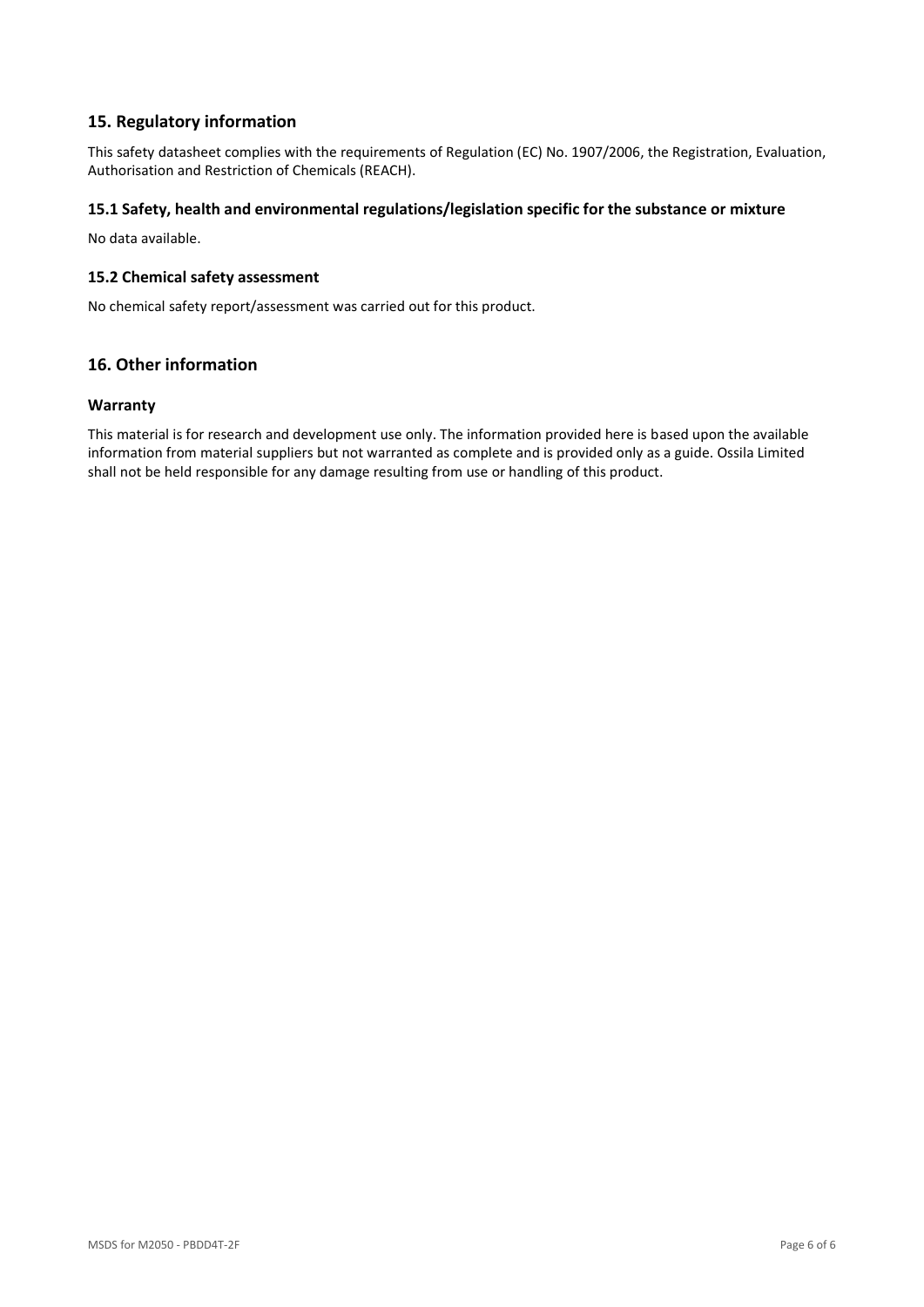## 15. Regulatory information

This safety datasheet complies with the requirements of Regulation (EC) No. 1907/2006, the Registration, Evaluation, Authorisation and Restriction of Chemicals (REACH).

### 15.1 Safety, health and environmental regulations/legislation specific for the substance or mixture

No data available.

### 15.2 Chemical safety assessment

No chemical safety report/assessment was carried out for this product.

## 16. Other information

### Warranty

This material is for research and development use only. The information provided here is based upon the available information from material suppliers but not warranted as complete and is provided only as a guide. Ossila Limited shall not be held responsible for any damage resulting from use or handling of this product.